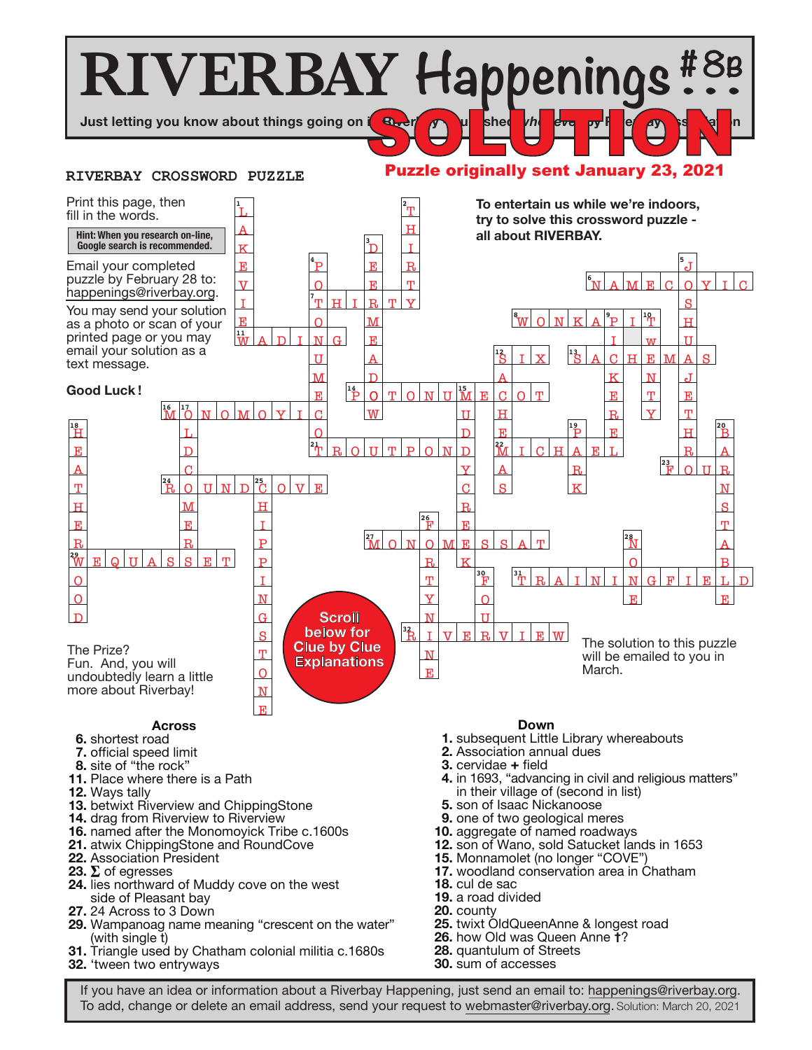# RIVERBAY Happenings #8B . . .

Just letting you know about things going on in Riverbay... published whenever by Riverbay Association

# SOLUTION

Puzzle originally sent January 23, 2021

## RIVERBAY CROSSWORD PUZZLE

Print this page, then fill in the words.

**Hint: When you research on-line, Google search is recommended.**

Email your completed puzzle by February 28 to: happenings@riverbay.org.

You may send your solution as a photo or scan of your printed page or you may email your solution as a text message.

**Good Luck!**

**To entertain us while we're indoors, try to solve this crossword puzzle - all about RIVERBAY.**

The Prize? Fun. And, you will undoubtedly learn a little more about Riverbay!

Scroll below for Clue by Clue Explanations

The solution to this puzzle will be emailed to you in March.

Solution answers shown in grid:

Across: 6. NAMECOYIC; 7. THIRTY; 8. WONKAPIT; 11. WADING; 12. SIX; 13. SACHEMAS; 14. POTONUMECOT; 16. MONOMOYIC; 21. TROUTPOND; 22. MICHAEL; 23. FOUR; 24. ROUNDCOVE; 27. MONOMESSAT; 29. WEQUASSET; 31. TRAININGFIELD; 32. RIVERVIEW

Down: 1. LAKEVIEW; 2. THIRTY; 3. DEERMEADOW; 4. POTONUMECOT; 5. JOSHUASJETHRO; 9. PICKEREL; 10. TWENTY; 12. SACHEMAS; 15. MUDDYCREEK; 17. OLDCROMER; 18. HEATHERWOOD; 19. PARK; 20. BARNSTABLE; 25. CHIPPINGSTONE; 26. FORTYNINE; 28. NONE; 30. FOUR

### Across

**6.** shortest road
**7.** official speed limit
**8.** site of "the rock"
**11.** Place where there is a Path
**12.** Ways tally
**13.** betwixt Riverview and ChippingStone
**14.** drag from Riverview to Riverview
**16.** named after the Monomoyick Tribe c.1600s
**21.** atwix ChippingStone and RoundCove
**22.** Association President
**23.** Σ of egresses
**24.** lies northward of Muddy cove on the west side of Pleasant bay
**27.** 24 Across to 3 Down
**29.** Wampanoag name meaning "crescent on the water" (with single t)
**31.** Triangle used by Chatham colonial militia c.1680s
**32.** 'tween two entryways

### Down

**1.** subsequent Little Library whereabouts
**2.** Association annual dues
**3.** cervidae + field
**4.** in 1693, "advancing in civil and religious matters" in their village of (second in list)
**5.** son of Isaac Nickanoose
**9.** one of two geological meres
**10.** aggregate of named roadways
**12.** son of Wano, sold Satucket lands in 1653
**15.** Monnamolet (no longer "COVE")
**17.** woodland conservation area in Chatham
**18.** cul de sac
**19.** a road divided
**20.** county
**25.** twixt OldQueenAnne & longest road
**26.** how Old was Queen Anne †?
**28.** quantulum of Streets
**30.** sum of accesses

If you have an idea or information about a Riverbay Happening, just send an email to: happenings@riverbay.org.
To add, change or delete an email address, send your request to webmaster@riverbay.org. Solution: March 20, 2021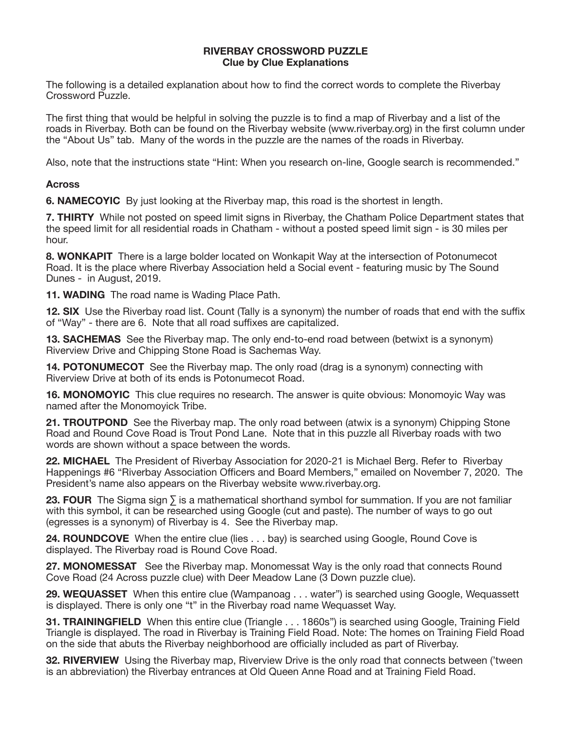**RIVERBAY CROSSWORD PUZZLE**
**Clue by Clue Explanations**

The following is a detailed explanation about how to find the correct words to complete the Riverbay Crossword Puzzle.

The first thing that would be helpful in solving the puzzle is to find a map of Riverbay and a list of the roads in Riverbay. Both can be found on the Riverbay website (www.riverbay.org) in the first column under the "About Us" tab. Many of the words in the puzzle are the names of the roads in Riverbay.

Also, note that the instructions state "Hint: When you research on-line, Google search is recommended."

### Across

**6. NAMECOYIC** By just looking at the Riverbay map, this road is the shortest in length.

**7. THIRTY** While not posted on speed limit signs in Riverbay, the Chatham Police Department states that the speed limit for all residential roads in Chatham - without a posted speed limit sign - is 30 miles per hour.

**8. WONKAPIT** There is a large bolder located on Wonkapit Way at the intersection of Potonumecot Road. It is the place where Riverbay Association held a Social event - featuring music by The Sound Dunes - in August, 2019.

**11. WADING** The road name is Wading Place Path.

**12. SIX** Use the Riverbay road list. Count (Tally is a synonym) the number of roads that end with the suffix of "Way" - there are 6. Note that all road suffixes are capitalized.

**13. SACHEMAS** See the Riverbay map. The only end-to-end road between (betwixt is a synonym) Riverview Drive and Chipping Stone Road is Sachemas Way.

**14. POTONUMECOT** See the Riverbay map. The only road (drag is a synonym) connecting with Riverview Drive at both of its ends is Potonumecot Road.

**16. MONOMOYIC** This clue requires no research. The answer is quite obvious: Monomoyic Way was named after the Monomoyick Tribe.

**21. TROUTPOND** See the Riverbay map. The only road between (atwix is a synonym) Chipping Stone Road and Round Cove Road is Trout Pond Lane. Note that in this puzzle all Riverbay roads with two words are shown without a space between the words.

**22. MICHAEL** The President of Riverbay Association for 2020-21 is Michael Berg. Refer to Riverbay Happenings #6 "Riverbay Association Officers and Board Members," emailed on November 7, 2020. The President's name also appears on the Riverbay website www.riverbay.org.

**23. FOUR** The Sigma sign ∑ is a mathematical shorthand symbol for summation. If you are not familiar with this symbol, it can be researched using Google (cut and paste). The number of ways to go out (egresses is a synonym) of Riverbay is 4. See the Riverbay map.

**24. ROUNDCOVE** When the entire clue (lies . . . bay) is searched using Google, Round Cove is displayed. The Riverbay road is Round Cove Road.

**27. MONOMESSAT** See the Riverbay map. Monomessat Way is the only road that connects Round Cove Road (24 Across puzzle clue) with Deer Meadow Lane (3 Down puzzle clue).

**29. WEQUASSET** When this entire clue (Wampanoag . . . water") is searched using Google, Wequassett is displayed. There is only one "t" in the Riverbay road name Wequasset Way.

**31. TRAININGFIELD** When this entire clue (Triangle . . . 1860s") is searched using Google, Training Field Triangle is displayed. The road in Riverbay is Training Field Road. Note: The homes on Training Field Road on the side that abuts the Riverbay neighborhood are officially included as part of Riverbay.

**32. RIVERVIEW** Using the Riverbay map, Riverview Drive is the only road that connects between ('tween is an abbreviation) the Riverbay entrances at Old Queen Anne Road and at Training Field Road.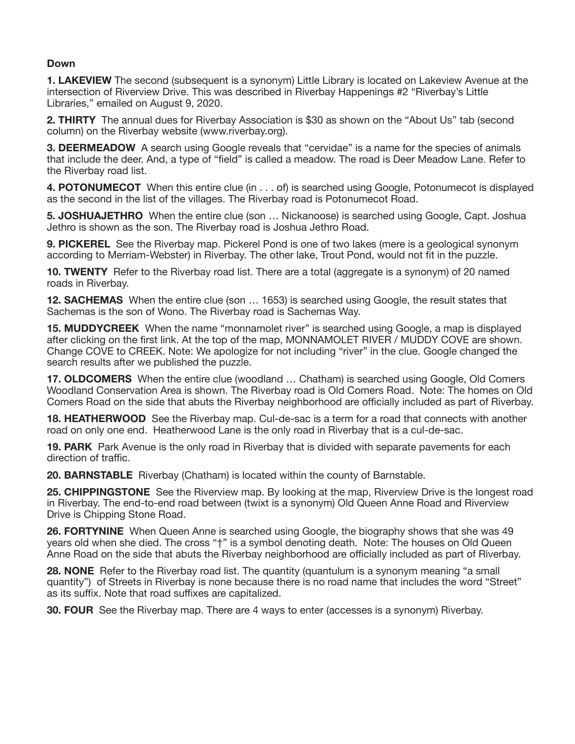**Down**

**1. LAKEVIEW** The second (subsequent is a synonym) Little Library is located on Lakeview Avenue at the intersection of Riverview Drive. This was described in Riverbay Happenings #2 "Riverbay's Little Libraries," emailed on August 9, 2020.

**2. THIRTY** The annual dues for Riverbay Association is $30 as shown on the "About Us" tab (second column) on the Riverbay website (www.riverbay.org).

**3. DEERMEADOW** A search using Google reveals that "cervidae" is a name for the species of animals that include the deer. And, a type of "field" is called a meadow. The road is Deer Meadow Lane. Refer to the Riverbay road list.

**4. POTONUMECOT** When this entire clue (in . . . of) is searched using Google, Potonumecot is displayed as the second in the list of the villages. The Riverbay road is Potonumecot Road.

**5. JOSHUAJETHRO** When the entire clue (son … Nickanoose) is searched using Google, Capt. Joshua Jethro is shown as the son. The Riverbay road is Joshua Jethro Road.

**9. PICKEREL** See the Riverbay map. Pickerel Pond is one of two lakes (mere is a geological synonym according to Merriam-Webster) in Riverbay. The other lake, Trout Pond, would not fit in the puzzle.

**10. TWENTY** Refer to the Riverbay road list. There are a total (aggregate is a synonym) of 20 named roads in Riverbay.

**12. SACHEMAS** When the entire clue (son … 1653) is searched using Google, the result states that Sachemas is the son of Wono. The Riverbay road is Sachemas Way.

**15. MUDDYCREEK** When the name "monnamolet river" is searched using Google, a map is displayed after clicking on the first link. At the top of the map, MONNAMOLET RIVER / MUDDY COVE are shown. Change COVE to CREEK. Note: We apologize for not including "river" in the clue. Google changed the search results after we published the puzzle.

**17. OLDCOMERS** When the entire clue (woodland … Chatham) is searched using Google, Old Comers Woodland Conservation Area is shown. The Riverbay road is Old Comers Road. Note: The homes on Old Comers Road on the side that abuts the Riverbay neighborhood are officially included as part of Riverbay.

**18. HEATHERWOOD** See the Riverbay map. Cul-de-sac is a term for a road that connects with another road on only one end. Heatherwood Lane is the only road in Riverbay that is a cul-de-sac.

**19. PARK** Park Avenue is the only road in Riverbay that is divided with separate pavements for each direction of traffic.

**20. BARNSTABLE** Riverbay (Chatham) is located within the county of Barnstable.

**25. CHIPPINGSTONE** See the Riverview map. By looking at the map, Riverview Drive is the longest road in Riverbay. The end-to-end road between (twixt is a synonym) Old Queen Anne Road and Riverview Drive is Chipping Stone Road.

**26. FORTYNINE** When Queen Anne is searched using Google, the biography shows that she was 49 years old when she died. The cross "†" is a symbol denoting death. Note: The houses on Old Queen Anne Road on the side that abuts the Riverbay neighborhood are officially included as part of Riverbay.

**28. NONE** Refer to the Riverbay road list. The quantity (quantulum is a synonym meaning "a small quantity") of Streets in Riverbay is none because there is no road name that includes the word "Street" as its suffix. Note that road suffixes are capitalized.

**30. FOUR** See the Riverbay map. There are 4 ways to enter (accesses is a synonym) Riverbay.